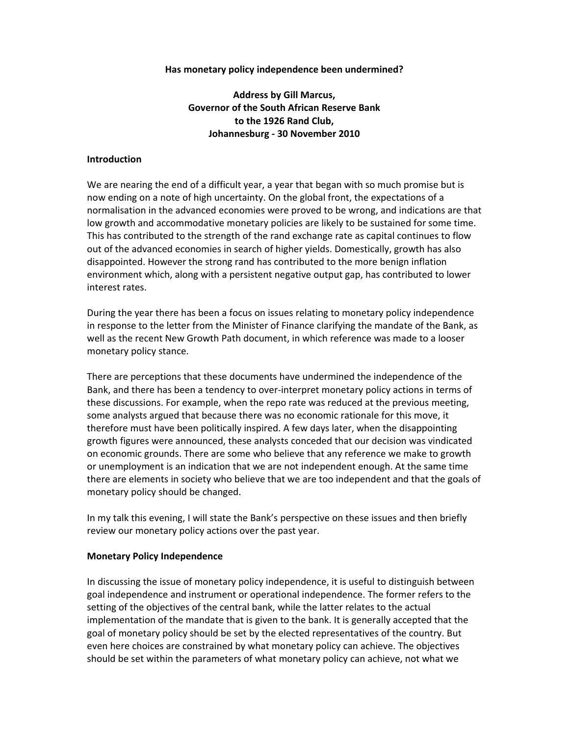# Has monetary policy independence been undermined?

**Address by Gill Marcus,**
**Governor of the South African Reserve Bank**
**to the 1926 Rand Club,**
**Johannesburg - 30 November 2010**

## Introduction

We are nearing the end of a difficult year, a year that began with so much promise but is now ending on a note of high uncertainty. On the global front, the expectations of a normalisation in the advanced economies were proved to be wrong, and indications are that low growth and accommodative monetary policies are likely to be sustained for some time. This has contributed to the strength of the rand exchange rate as capital continues to flow out of the advanced economies in search of higher yields. Domestically, growth has also disappointed. However the strong rand has contributed to the more benign inflation environment which, along with a persistent negative output gap, has contributed to lower interest rates.

During the year there has been a focus on issues relating to monetary policy independence in response to the letter from the Minister of Finance clarifying the mandate of the Bank, as well as the recent New Growth Path document, in which reference was made to a looser monetary policy stance.

There are perceptions that these documents have undermined the independence of the Bank, and there has been a tendency to over-interpret monetary policy actions in terms of these discussions. For example, when the repo rate was reduced at the previous meeting, some analysts argued that because there was no economic rationale for this move, it therefore must have been politically inspired. A few days later, when the disappointing growth figures were announced, these analysts conceded that our decision was vindicated on economic grounds. There are some who believe that any reference we make to growth or unemployment is an indication that we are not independent enough. At the same time there are elements in society who believe that we are too independent and that the goals of monetary policy should be changed.

In my talk this evening, I will state the Bank's perspective on these issues and then briefly review our monetary policy actions over the past year.

## Monetary Policy Independence

In discussing the issue of monetary policy independence, it is useful to distinguish between goal independence and instrument or operational independence. The former refers to the setting of the objectives of the central bank, while the latter relates to the actual implementation of the mandate that is given to the bank. It is generally accepted that the goal of monetary policy should be set by the elected representatives of the country. But even here choices are constrained by what monetary policy can achieve. The objectives should be set within the parameters of what monetary policy can achieve, not what we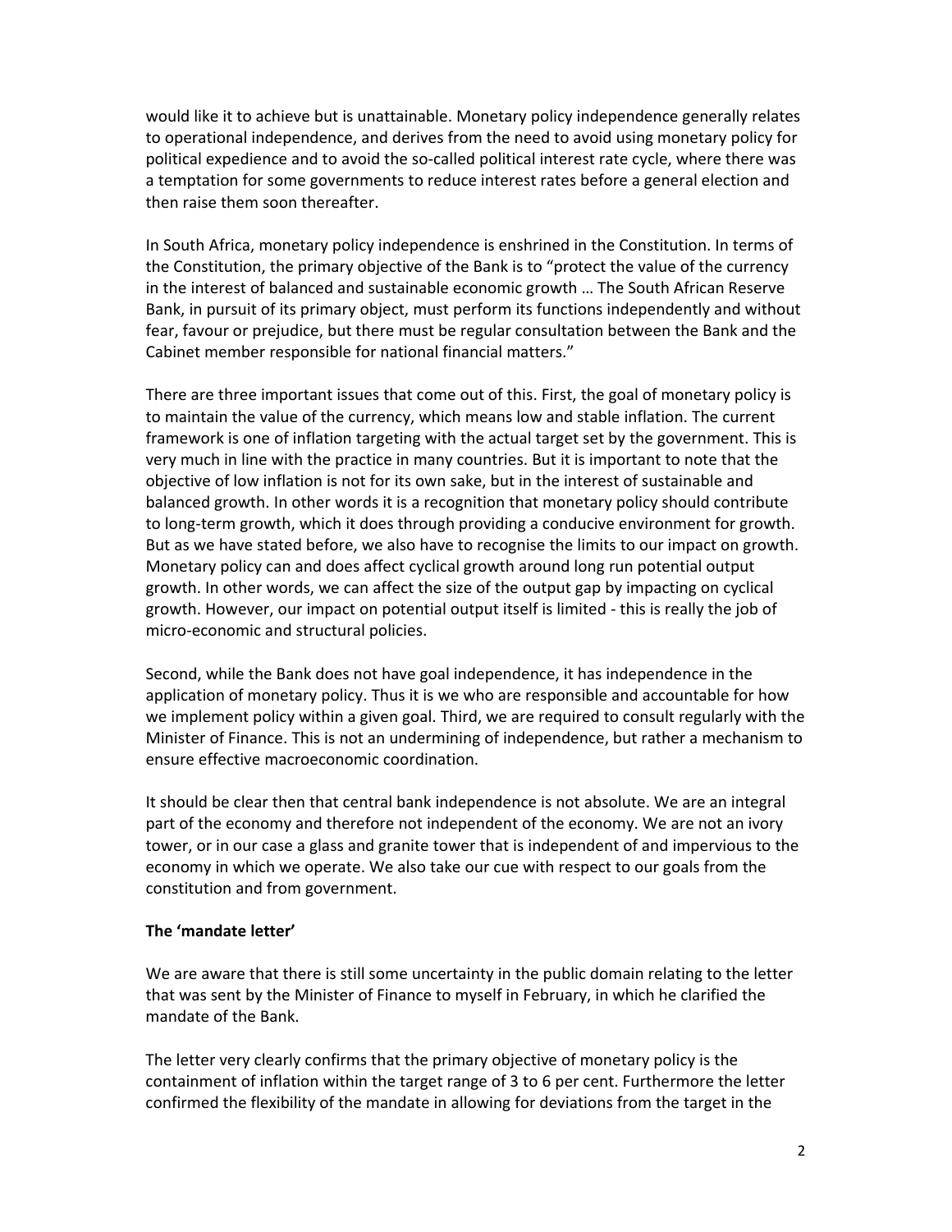would like it to achieve but is unattainable. Monetary policy independence generally relates to operational independence, and derives from the need to avoid using monetary policy for political expedience and to avoid the so-called political interest rate cycle, where there was a temptation for some governments to reduce interest rates before a general election and then raise them soon thereafter.

In South Africa, monetary policy independence is enshrined in the Constitution. In terms of the Constitution, the primary objective of the Bank is to "protect the value of the currency in the interest of balanced and sustainable economic growth … The South African Reserve Bank, in pursuit of its primary object, must perform its functions independently and without fear, favour or prejudice, but there must be regular consultation between the Bank and the Cabinet member responsible for national financial matters."

There are three important issues that come out of this. First, the goal of monetary policy is to maintain the value of the currency, which means low and stable inflation. The current framework is one of inflation targeting with the actual target set by the government. This is very much in line with the practice in many countries. But it is important to note that the objective of low inflation is not for its own sake, but in the interest of sustainable and balanced growth. In other words it is a recognition that monetary policy should contribute to long-term growth, which it does through providing a conducive environment for growth. But as we have stated before, we also have to recognise the limits to our impact on growth. Monetary policy can and does affect cyclical growth around long run potential output growth. In other words, we can affect the size of the output gap by impacting on cyclical growth. However, our impact on potential output itself is limited - this is really the job of micro-economic and structural policies.

Second, while the Bank does not have goal independence, it has independence in the application of monetary policy. Thus it is we who are responsible and accountable for how we implement policy within a given goal. Third, we are required to consult regularly with the Minister of Finance. This is not an undermining of independence, but rather a mechanism to ensure effective macroeconomic coordination.

It should be clear then that central bank independence is not absolute. We are an integral part of the economy and therefore not independent of the economy. We are not an ivory tower, or in our case a glass and granite tower that is independent of and impervious to the economy in which we operate. We also take our cue with respect to our goals from the constitution and from government.

**The 'mandate letter'**

We are aware that there is still some uncertainty in the public domain relating to the letter that was sent by the Minister of Finance to myself in February, in which he clarified the mandate of the Bank.

The letter very clearly confirms that the primary objective of monetary policy is the containment of inflation within the target range of 3 to 6 per cent. Furthermore the letter confirmed the flexibility of the mandate in allowing for deviations from the target in the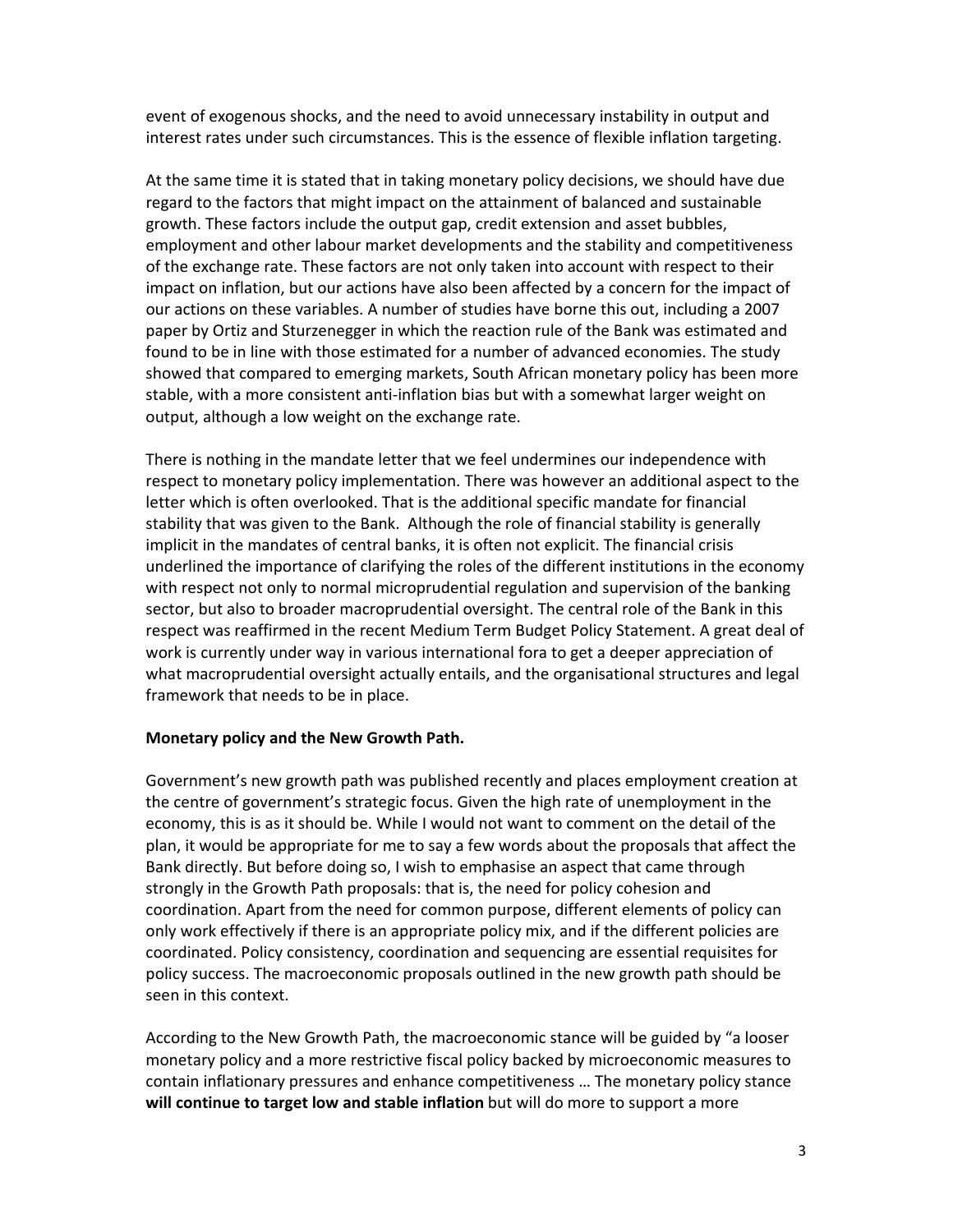event of exogenous shocks, and the need to avoid unnecessary instability in output and interest rates under such circumstances. This is the essence of flexible inflation targeting.

At the same time it is stated that in taking monetary policy decisions, we should have due regard to the factors that might impact on the attainment of balanced and sustainable growth. These factors include the output gap, credit extension and asset bubbles, employment and other labour market developments and the stability and competitiveness of the exchange rate. These factors are not only taken into account with respect to their impact on inflation, but our actions have also been affected by a concern for the impact of our actions on these variables. A number of studies have borne this out, including a 2007 paper by Ortiz and Sturzenegger in which the reaction rule of the Bank was estimated and found to be in line with those estimated for a number of advanced economies. The study showed that compared to emerging markets, South African monetary policy has been more stable, with a more consistent anti-inflation bias but with a somewhat larger weight on output, although a low weight on the exchange rate.

There is nothing in the mandate letter that we feel undermines our independence with respect to monetary policy implementation. There was however an additional aspect to the letter which is often overlooked. That is the additional specific mandate for financial stability that was given to the Bank. Although the role of financial stability is generally implicit in the mandates of central banks, it is often not explicit. The financial crisis underlined the importance of clarifying the roles of the different institutions in the economy with respect not only to normal microprudential regulation and supervision of the banking sector, but also to broader macroprudential oversight. The central role of the Bank in this respect was reaffirmed in the recent Medium Term Budget Policy Statement. A great deal of work is currently under way in various international fora to get a deeper appreciation of what macroprudential oversight actually entails, and the organisational structures and legal framework that needs to be in place.

**Monetary policy and the New Growth Path.**

Government's new growth path was published recently and places employment creation at the centre of government's strategic focus. Given the high rate of unemployment in the economy, this is as it should be. While I would not want to comment on the detail of the plan, it would be appropriate for me to say a few words about the proposals that affect the Bank directly. But before doing so, I wish to emphasise an aspect that came through strongly in the Growth Path proposals: that is, the need for policy cohesion and coordination. Apart from the need for common purpose, different elements of policy can only work effectively if there is an appropriate policy mix, and if the different policies are coordinated. Policy consistency, coordination and sequencing are essential requisites for policy success. The macroeconomic proposals outlined in the new growth path should be seen in this context.

According to the New Growth Path, the macroeconomic stance will be guided by "a looser monetary policy and a more restrictive fiscal policy backed by microeconomic measures to contain inflationary pressures and enhance competitiveness … The monetary policy stance **will continue to target low and stable inflation** but will do more to support a more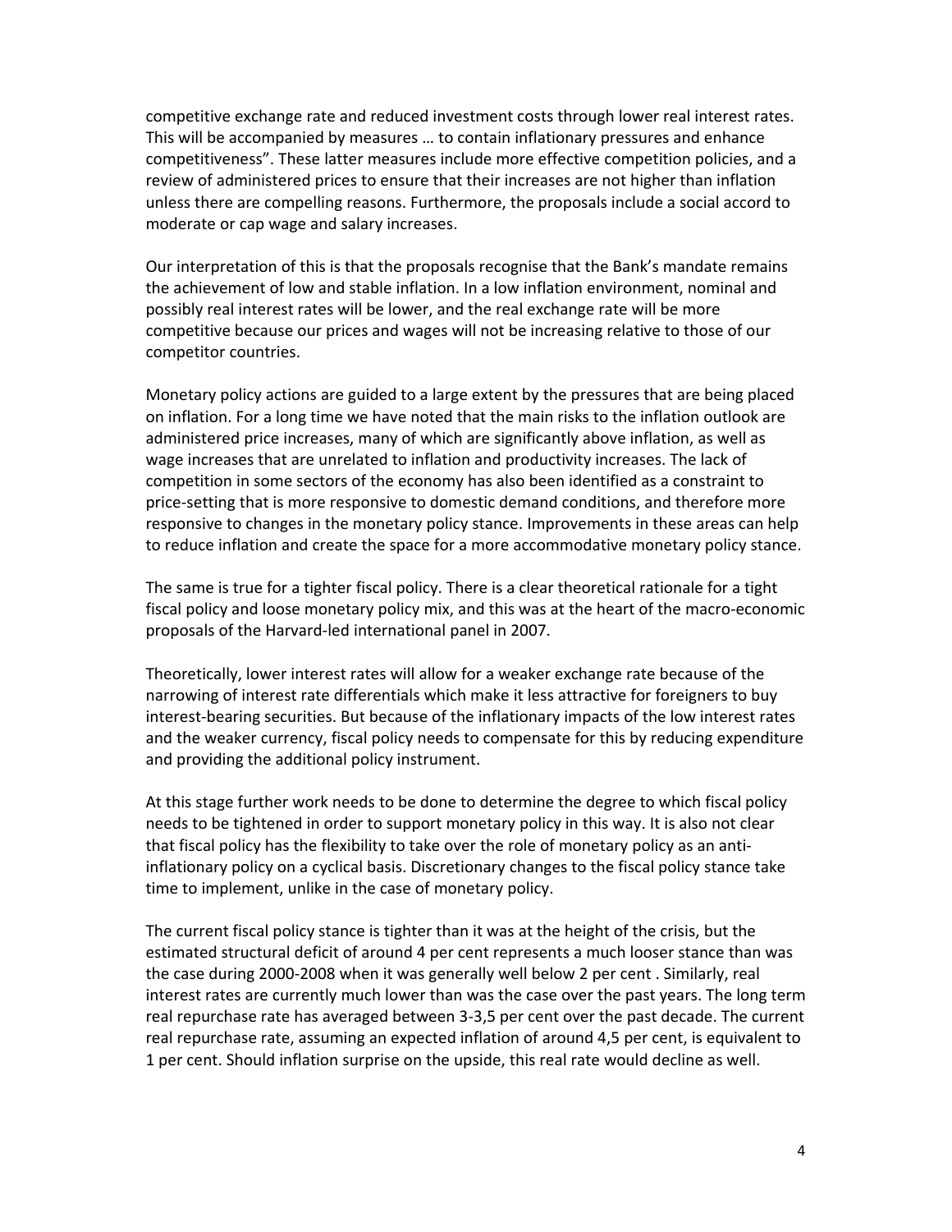competitive exchange rate and reduced investment costs through lower real interest rates. This will be accompanied by measures … to contain inflationary pressures and enhance competitiveness". These latter measures include more effective competition policies, and a review of administered prices to ensure that their increases are not higher than inflation unless there are compelling reasons. Furthermore, the proposals include a social accord to moderate or cap wage and salary increases.

Our interpretation of this is that the proposals recognise that the Bank's mandate remains the achievement of low and stable inflation. In a low inflation environment, nominal and possibly real interest rates will be lower, and the real exchange rate will be more competitive because our prices and wages will not be increasing relative to those of our competitor countries.

Monetary policy actions are guided to a large extent by the pressures that are being placed on inflation. For a long time we have noted that the main risks to the inflation outlook are administered price increases, many of which are significantly above inflation, as well as wage increases that are unrelated to inflation and productivity increases. The lack of competition in some sectors of the economy has also been identified as a constraint to price-setting that is more responsive to domestic demand conditions, and therefore more responsive to changes in the monetary policy stance. Improvements in these areas can help to reduce inflation and create the space for a more accommodative monetary policy stance.

The same is true for a tighter fiscal policy. There is a clear theoretical rationale for a tight fiscal policy and loose monetary policy mix, and this was at the heart of the macro-economic proposals of the Harvard-led international panel in 2007.

Theoretically, lower interest rates will allow for a weaker exchange rate because of the narrowing of interest rate differentials which make it less attractive for foreigners to buy interest-bearing securities. But because of the inflationary impacts of the low interest rates and the weaker currency, fiscal policy needs to compensate for this by reducing expenditure and providing the additional policy instrument.

At this stage further work needs to be done to determine the degree to which fiscal policy needs to be tightened in order to support monetary policy in this way. It is also not clear that fiscal policy has the flexibility to take over the role of monetary policy as an anti-inflationary policy on a cyclical basis. Discretionary changes to the fiscal policy stance take time to implement, unlike in the case of monetary policy.

The current fiscal policy stance is tighter than it was at the height of the crisis, but the estimated structural deficit of around 4 per cent represents a much looser stance than was the case during 2000-2008 when it was generally well below 2 per cent . Similarly, real interest rates are currently much lower than was the case over the past years. The long term real repurchase rate has averaged between 3-3,5 per cent over the past decade. The current real repurchase rate, assuming an expected inflation of around 4,5 per cent, is equivalent to 1 per cent. Should inflation surprise on the upside, this real rate would decline as well.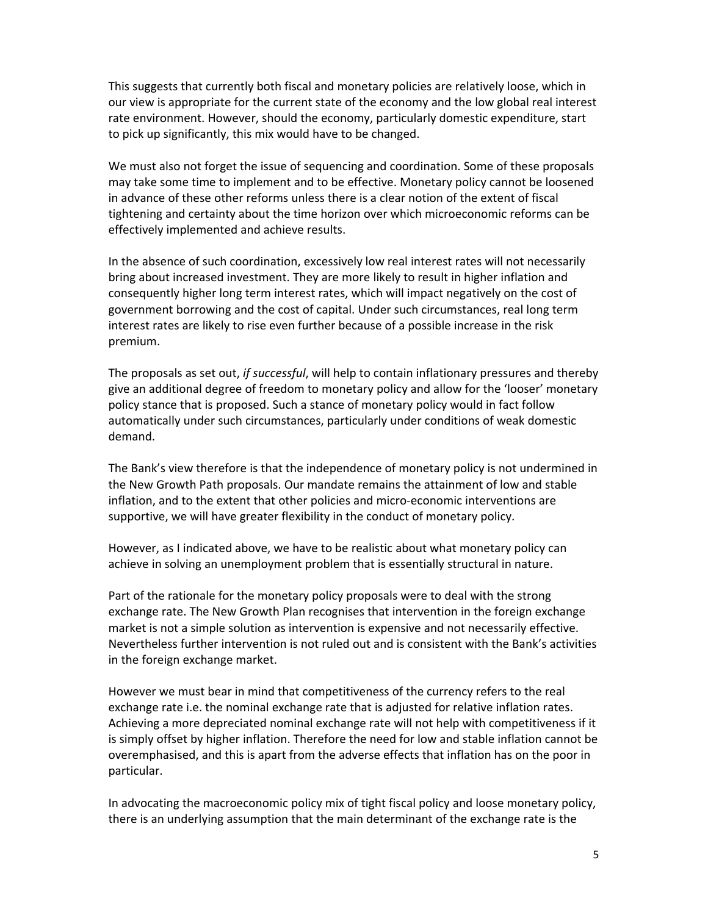This suggests that currently both fiscal and monetary policies are relatively loose, which in our view is appropriate for the current state of the economy and the low global real interest rate environment. However, should the economy, particularly domestic expenditure, start to pick up significantly, this mix would have to be changed.

We must also not forget the issue of sequencing and coordination. Some of these proposals may take some time to implement and to be effective. Monetary policy cannot be loosened in advance of these other reforms unless there is a clear notion of the extent of fiscal tightening and certainty about the time horizon over which microeconomic reforms can be effectively implemented and achieve results.

In the absence of such coordination, excessively low real interest rates will not necessarily bring about increased investment. They are more likely to result in higher inflation and consequently higher long term interest rates, which will impact negatively on the cost of government borrowing and the cost of capital. Under such circumstances, real long term interest rates are likely to rise even further because of a possible increase in the risk premium.

The proposals as set out, *if successful*, will help to contain inflationary pressures and thereby give an additional degree of freedom to monetary policy and allow for the 'looser' monetary policy stance that is proposed. Such a stance of monetary policy would in fact follow automatically under such circumstances, particularly under conditions of weak domestic demand.

The Bank's view therefore is that the independence of monetary policy is not undermined in the New Growth Path proposals. Our mandate remains the attainment of low and stable inflation, and to the extent that other policies and micro-economic interventions are supportive, we will have greater flexibility in the conduct of monetary policy.

However, as I indicated above, we have to be realistic about what monetary policy can achieve in solving an unemployment problem that is essentially structural in nature.

Part of the rationale for the monetary policy proposals were to deal with the strong exchange rate. The New Growth Plan recognises that intervention in the foreign exchange market is not a simple solution as intervention is expensive and not necessarily effective. Nevertheless further intervention is not ruled out and is consistent with the Bank's activities in the foreign exchange market.

However we must bear in mind that competitiveness of the currency refers to the real exchange rate i.e. the nominal exchange rate that is adjusted for relative inflation rates. Achieving a more depreciated nominal exchange rate will not help with competitiveness if it is simply offset by higher inflation. Therefore the need for low and stable inflation cannot be overemphasised, and this is apart from the adverse effects that inflation has on the poor in particular.

In advocating the macroeconomic policy mix of tight fiscal policy and loose monetary policy, there is an underlying assumption that the main determinant of the exchange rate is the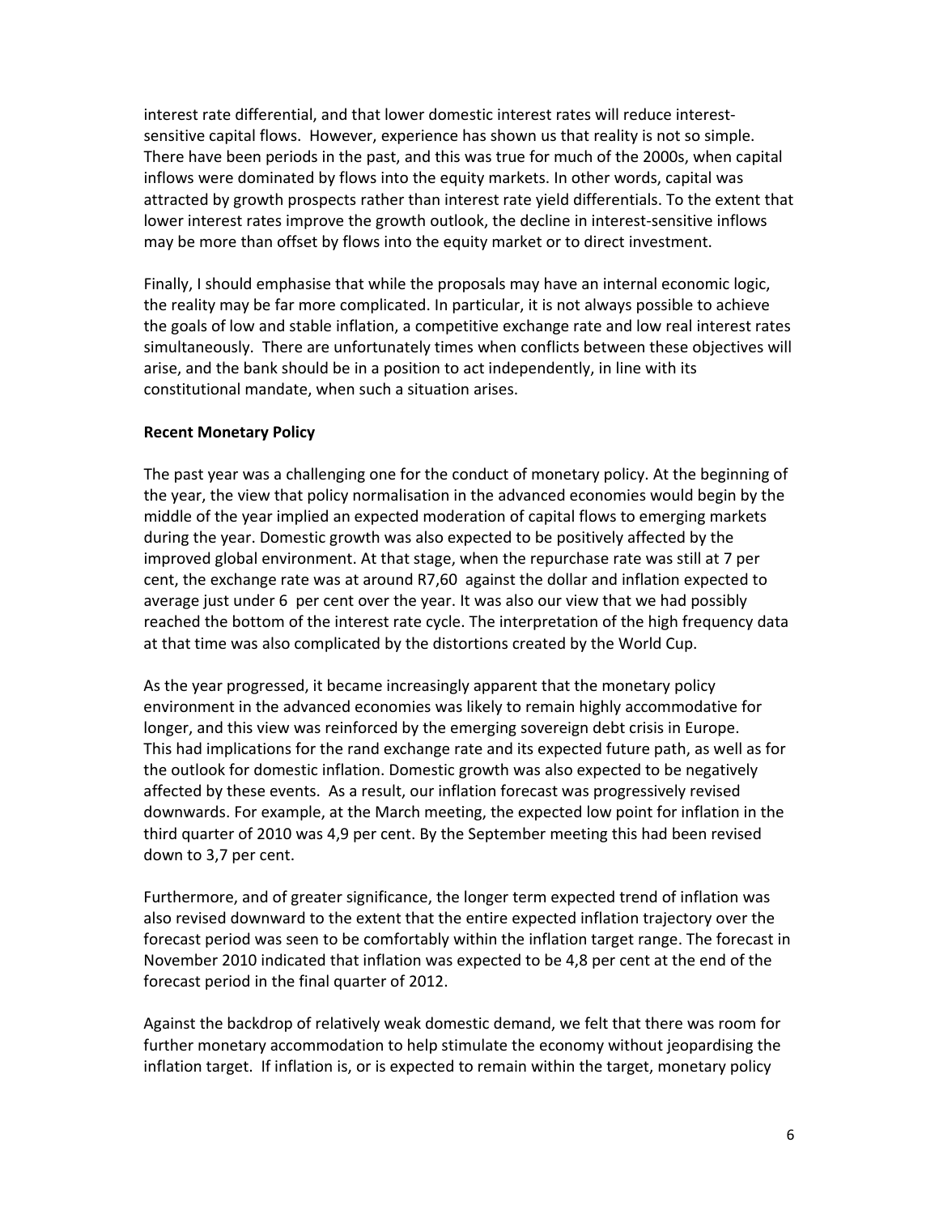interest rate differential, and that lower domestic interest rates will reduce interest-sensitive capital flows. However, experience has shown us that reality is not so simple. There have been periods in the past, and this was true for much of the 2000s, when capital inflows were dominated by flows into the equity markets. In other words, capital was attracted by growth prospects rather than interest rate yield differentials. To the extent that lower interest rates improve the growth outlook, the decline in interest-sensitive inflows may be more than offset by flows into the equity market or to direct investment.

Finally, I should emphasise that while the proposals may have an internal economic logic, the reality may be far more complicated. In particular, it is not always possible to achieve the goals of low and stable inflation, a competitive exchange rate and low real interest rates simultaneously. There are unfortunately times when conflicts between these objectives will arise, and the bank should be in a position to act independently, in line with its constitutional mandate, when such a situation arises.

**Recent Monetary Policy**

The past year was a challenging one for the conduct of monetary policy. At the beginning of the year, the view that policy normalisation in the advanced economies would begin by the middle of the year implied an expected moderation of capital flows to emerging markets during the year. Domestic growth was also expected to be positively affected by the improved global environment. At that stage, when the repurchase rate was still at 7 per cent, the exchange rate was at around R7,60 against the dollar and inflation expected to average just under 6 per cent over the year. It was also our view that we had possibly reached the bottom of the interest rate cycle. The interpretation of the high frequency data at that time was also complicated by the distortions created by the World Cup.

As the year progressed, it became increasingly apparent that the monetary policy environment in the advanced economies was likely to remain highly accommodative for longer, and this view was reinforced by the emerging sovereign debt crisis in Europe. This had implications for the rand exchange rate and its expected future path, as well as for the outlook for domestic inflation. Domestic growth was also expected to be negatively affected by these events. As a result, our inflation forecast was progressively revised downwards. For example, at the March meeting, the expected low point for inflation in the third quarter of 2010 was 4,9 per cent. By the September meeting this had been revised down to 3,7 per cent.

Furthermore, and of greater significance, the longer term expected trend of inflation was also revised downward to the extent that the entire expected inflation trajectory over the forecast period was seen to be comfortably within the inflation target range. The forecast in November 2010 indicated that inflation was expected to be 4,8 per cent at the end of the forecast period in the final quarter of 2012.

Against the backdrop of relatively weak domestic demand, we felt that there was room for further monetary accommodation to help stimulate the economy without jeopardising the inflation target. If inflation is, or is expected to remain within the target, monetary policy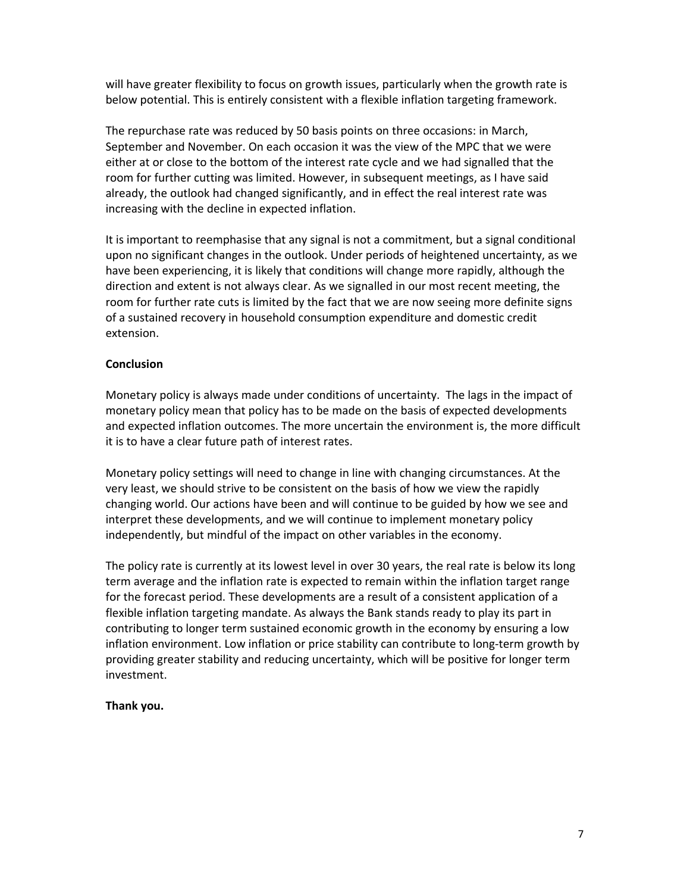will have greater flexibility to focus on growth issues, particularly when the growth rate is below potential. This is entirely consistent with a flexible inflation targeting framework.

The repurchase rate was reduced by 50 basis points on three occasions: in March, September and November. On each occasion it was the view of the MPC that we were either at or close to the bottom of the interest rate cycle and we had signalled that the room for further cutting was limited. However, in subsequent meetings, as I have said already, the outlook had changed significantly, and in effect the real interest rate was increasing with the decline in expected inflation.

It is important to reemphasise that any signal is not a commitment, but a signal conditional upon no significant changes in the outlook. Under periods of heightened uncertainty, as we have been experiencing, it is likely that conditions will change more rapidly, although the direction and extent is not always clear. As we signalled in our most recent meeting, the room for further rate cuts is limited by the fact that we are now seeing more definite signs of a sustained recovery in household consumption expenditure and domestic credit extension.

**Conclusion**

Monetary policy is always made under conditions of uncertainty. The lags in the impact of monetary policy mean that policy has to be made on the basis of expected developments and expected inflation outcomes. The more uncertain the environment is, the more difficult it is to have a clear future path of interest rates.

Monetary policy settings will need to change in line with changing circumstances. At the very least, we should strive to be consistent on the basis of how we view the rapidly changing world. Our actions have been and will continue to be guided by how we see and interpret these developments, and we will continue to implement monetary policy independently, but mindful of the impact on other variables in the economy.

The policy rate is currently at its lowest level in over 30 years, the real rate is below its long term average and the inflation rate is expected to remain within the inflation target range for the forecast period. These developments are a result of a consistent application of a flexible inflation targeting mandate. As always the Bank stands ready to play its part in contributing to longer term sustained economic growth in the economy by ensuring a low inflation environment. Low inflation or price stability can contribute to long-term growth by providing greater stability and reducing uncertainty, which will be positive for longer term investment.

**Thank you.**